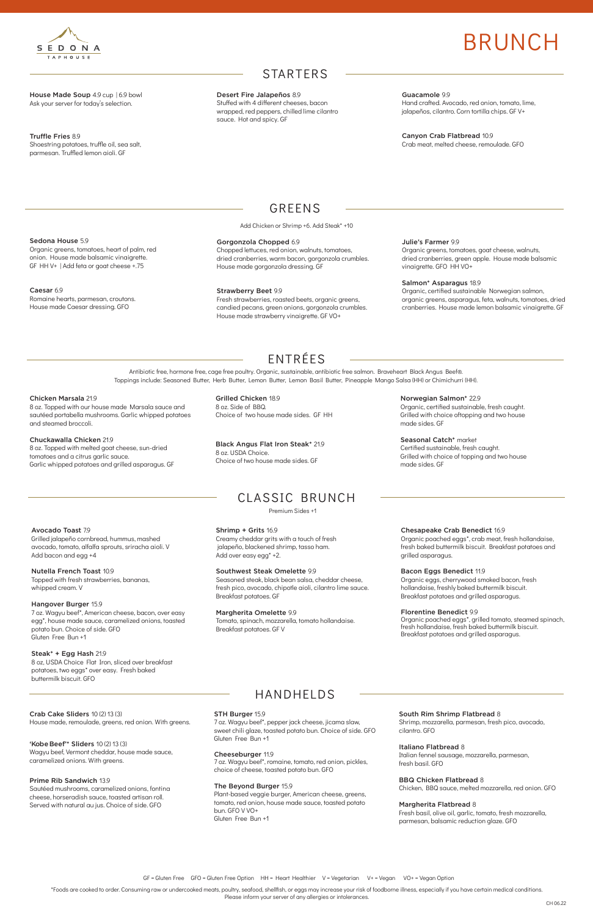SEDONA TAPHOUSE

# BRUNCH

## STARTERS

**House Made Soup** 4.9 cup | 6.9 bowl
Ask your server for today's selection.

**Truffle Fries** 8.9
Shoestring potatoes, truffle oil, sea salt, parmesan. Truffled lemon aioli. GF

**Desert Fire Jalapeños** 8.9
Stuffed with 4 different cheeses, bacon wrapped, red peppers, chilled lime cilantro sauce. Hot and spicy. GF

**Guacamole** 9.9
Hand crafted. Avocado, red onion, tomato, lime, jalapeños, cilantro. Corn tortilla chips. GF V+

**Canyon Crab Flatbread** 10.9
Crab meat, melted cheese, remoulade. GFO

## GREENS

Add Chicken or Shrimp +6. Add Steak* +10

**Sedona House** 5.9
Organic greens, tomatoes, heart of palm, red onion. House made balsamic vinaigrette. GF HH V+ | Add feta or goat cheese +.75

**Caesar** 6.9
Romaine hearts, parmesan, croutons. House made Caesar dressing. GFO

**Gorgonzola Chopped** 6.9
Chopped lettuces, red onion, walnuts, tomatoes, dried cranberries, warm bacon, gorgonzola crumbles. House made gorgonzola dressing. GF

**Strawberry Beet** 9.9
Fresh strawberries, roasted beets, organic greens, candied pecans, green onions, gorgonzola crumbles. House made strawberry vinaigrette. GF VO+

**Julie's Farmer** 9.9
Organic greens, tomatoes, goat cheese, walnuts, dried cranberries, green apple. House made balsamic vinaigrette. GFO HH VO+

**Salmon* Asparagus** 18.9
Organic, certified sustainable Norwegian salmon, organic greens, asparagus, feta, walnuts, tomatoes, dried cranberries. House made lemon balsamic vinaigrette. GF

## ENTRÉES

Antibiotic free, hormone free, cage free poultry. Organic, sustainable, antibiotic free salmon. Braveheart Black Angus Beef®.
Toppings include: Seasoned Butter, Herb Butter, Lemon Butter, Lemon Basil Butter, Pineapple Mango Salsa (HH) or Chimichurri (HH).

**Chicken Marsala** 21.9
8 oz. Topped with our house made Marsala sauce and sautéed portabella mushrooms. Garlic whipped potatoes and steamed broccoli.

**Chuckawalla Chicken** 21.9
8 oz. Topped with melted goat cheese, sun-dried tomatoes and a citrus garlic sauce. Garlic whipped potatoes and grilled asparagus. GF

**Grilled Chicken** 18.9
8 oz. Side of BBQ.
Choice of two house made sides. GF HH

**Black Angus Flat Iron Steak*** 21.9
8 oz. USDA Choice.
Choice of two house made sides. GF

**Norwegian Salmon*** 22.9
Organic, certified sustainable, fresh caught. Grilled with choice oftopping and two house made sides. GF

**Seasonal Catch*** market
Certified sustainable, fresh caught.
Grilled with choice of topping and two house made sides. GF

## CLASSIC BRUNCH

Premium Sides +1

**Avocado Toast** 7.9
Grilled jalapeño cornbread, hummus, mashed avocado, tomato, alfalfa sprouts, sriracha aioli. V
Add bacon and egg +4

**Nutella French Toast** 10.9
Topped with fresh strawberries, bananas, whipped cream. V

**Hangover Burger** 15.9
7 oz. Wagyu beef*, American cheese, bacon, over easy egg*, house made sauce, caramelized onions, toasted potato bun. Choice of side. GFO
Gluten Free Bun +1

**Steak* + Egg Hash** 21.9
8 oz, USDA Choice Flat Iron, sliced over breakfast potatoes, two eggs* over easy. Fresh baked buttermilk biscuit. GFO

**Shrimp + Grits** 16.9
Creamy cheddar grits with a touch of fresh jalapeño, blackened shrimp, tasso ham.
Add over easy egg* +2.

**Southwest Steak Omelette** 9.9
Seasoned steak, black bean salsa, cheddar cheese, fresh pico, avocado, chipotle aioli, cilantro lime sauce. Breakfast potatoes. GF

**Margherita Omelette** 9.9
Tomato, spinach, mozzarella, tomato hollandaise. Breakfast potatoes. GF V

**Chesapeake Crab Benedict** 16.9
Organic poached eggs*, crab meat, fresh hollandaise, fresh baked buttermilk biscuit. Breakfast potatoes and grilled asparagus.

**Bacon Eggs Benedict** 11.9
Organic eggs, cherrywood smoked bacon, fresh hollandaise, freshly baked buttermilk biscuit. Breakfast potatoes and grilled asparagus.

**Florentine Benedict** 9.9
Organic poached eggs*, grilled tomato, steamed spinach, fresh hollandaise, fresh baked buttermilk biscuit. Breakfast potatoes and grilled asparagus.

## HANDHELDS

**Crab Cake Sliders** 10 (2) 13 (3)
House made, remoulade, greens, red onion. With greens.

**'Kobe Beef'* Sliders** 10 (2) 13 (3)
Wagyu beef, Vermont cheddar, house made sauce, caramelized onions. With greens.

**Prime Rib Sandwich** 13.9
Sautéed mushrooms, caramelized onions, fontina cheese, horseradish sauce, toasted artisan roll. Served with natural au jus. Choice of side. GFO

**STH Burger** 15.9
7 oz. Wagyu beef*, pepper jack cheese, jicama slaw, sweet chili glaze, toasted potato bun. Choice of side. GFO
Gluten Free Bun +1

**Cheeseburger** 11.9
7 oz. Wagyu beef*, romaine, tomato, red onion, pickles, choice of cheese, toasted potato bun. GFO

**The Beyond Burger** 15.9
Plant-based veggie burger, American cheese, greens, tomato, red onion, house made sauce, toasted potato bun. GFO V VO+
Gluten Free Bun +1

**South Rim Shrimp Flatbread** 8
Shrimp, mozzarella, parmesan, fresh pico, avocado, cilantro. GFO

**Italiano Flatbread** 8
Italian fennel sausage, mozzarella, parmesan, fresh basil. GFO

**BBQ Chicken Flatbread** 8
Chicken, BBQ sauce, melted mozzarella, red onion. GFO

**Margherita Flatbread** 8
Fresh basil, olive oil, garlic, tomato, fresh mozzarella, parmesan, balsamic reduction glaze. GFO

GF = Gluten Free GFO = Gluten Free Option HH = Heart Healthier V = Vegetarian V+ = Vegan VO+ = Vegan Option

*Foods are cooked to order. Consuming raw or undercooked meats, poultry, seafood, shellfish, or eggs may increase your risk of foodborne illness, especially if you have certain medical conditions. Please inform your server of any allergies or intolerances.

CH 06.22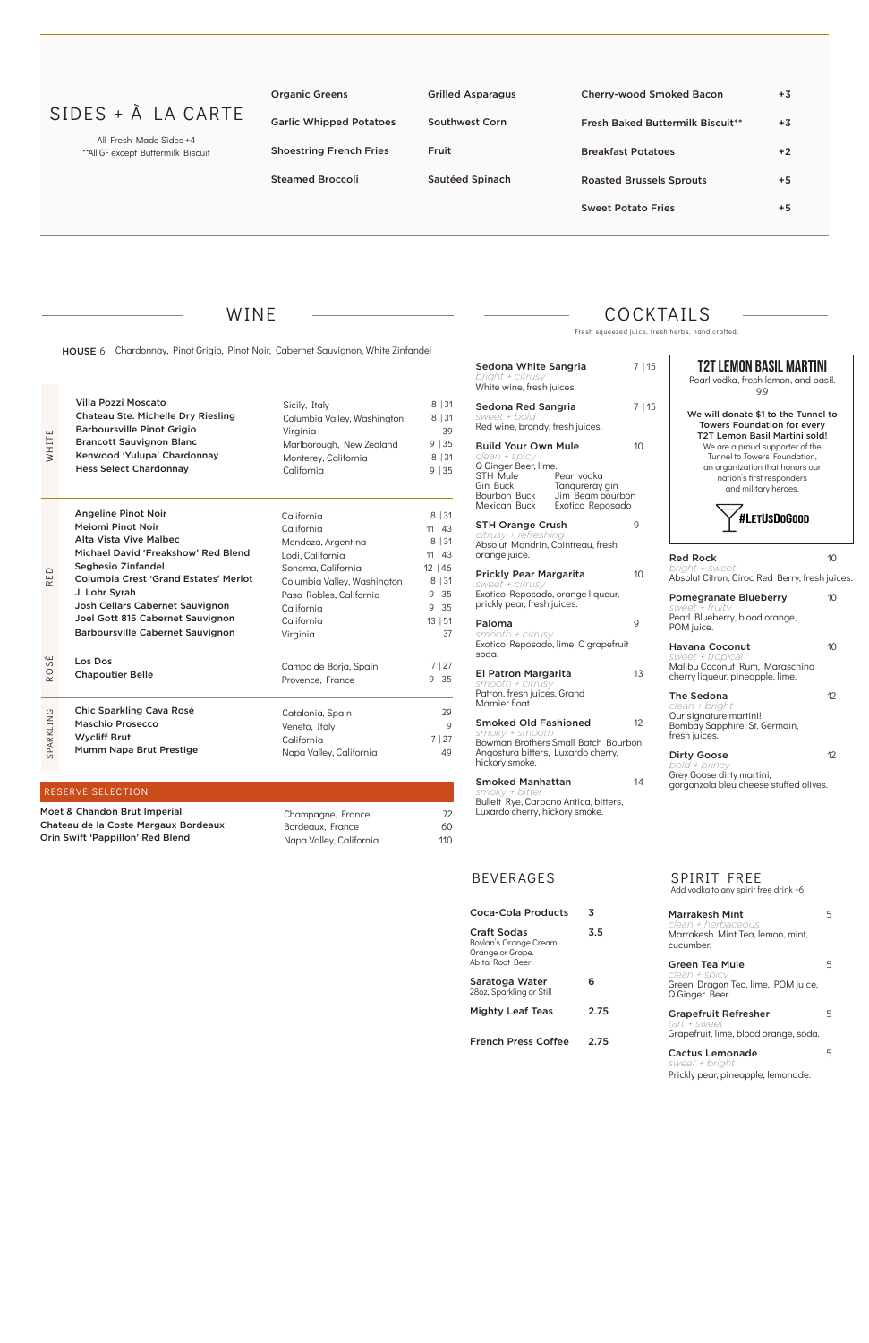## SIDES + À LA CARTE

All Fresh Made Sides +4
**All GF except Buttermilk Biscuit

| | | | |
|---|---|---|---|
| Organic Greens | Grilled Asparagus | Cherry-wood Smoked Bacon | +3 |
| Garlic Whipped Potatoes | Southwest Corn | Fresh Baked Buttermilk Biscuit** | +3 |
| Shoestring French Fries | Fruit | Breakfast Potatoes | +2 |
| Steamed Broccoli | Sautéed Spinach | Roasted Brussels Sprouts | +5 |
| | | Sweet Potato Fries | +5 |

## WINE

**HOUSE** 6 Chardonnay, Pinot Grigio, Pinot Noir, Cabernet Sauvignon, White Zinfandel

### WHITE

| | | |
|---|---|---|
| **Villa Pozzi Moscato** | Sicily, Italy | 8 \| 31 |
| **Chateau Ste. Michelle Dry Riesling** | Columbia Valley, Washington | 8 \| 31 |
| **Barboursville Pinot Grigio** | Virginia | 39 |
| **Brancott Sauvignon Blanc** | Marlborough, New Zealand | 9 \| 35 |
| **Kenwood 'Yulupa' Chardonnay** | Monterey, California | 8 \| 31 |
| **Hess Select Chardonnay** | California | 9 \| 35 |

### RED

| | | |
|---|---|---|
| **Angeline Pinot Noir** | California | 8 \| 31 |
| **Meiomi Pinot Noir** | California | 11 \| 43 |
| **Alta Vista Vive Malbec** | Mendoza, Argentina | 8 \| 31 |
| **Michael David 'Freakshow' Red Blend** | Lodi, California | 11 \| 43 |
| **Seghesio Zinfandel** | Sonoma, California | 12 \| 46 |
| **Columbia Crest 'Grand Estates' Merlot** | Columbia Valley, Washington | 8 \| 31 |
| **J. Lohr Syrah** | Paso Robles, California | 9 \| 35 |
| **Josh Cellars Cabernet Sauvignon** | California | 9 \| 35 |
| **Joel Gott 815 Cabernet Sauvignon** | California | 13 \| 51 |
| **Barboursville Cabernet Sauvignon** | Virginia | 37 |

### ROSÉ

| | | |
|---|---|---|
| **Los Dos** | Campo de Borja, Spain | 7 \| 27 |
| **Chapoutier Belle** | Provence, France | 9 \| 35 |

### SPARKLING

| | | |
|---|---|---|
| **Chic Sparkling Cava Rosé** | Catalonia, Spain | 29 |
| **Maschio Prosecco** | Veneto, Italy | 9 |
| **Wycliff Brut** | California | 7 \| 27 |
| **Mumm Napa Brut Prestige** | Napa Valley, California | 49 |

### RESERVE SELECTION

| | | |
|---|---|---|
| **Moet & Chandon Brut Imperial** | Champagne, France | 72 |
| **Chateau de la Coste Margaux Bordeaux** | Bordeaux, France | 60 |
| **Orin Swift 'Pappillon' Red Blend** | Napa Valley, California | 110 |

## COCKTAILS

Fresh squeezed juice, fresh herbs, hand crafted.

**Sedona White Sangria** 7 | 15
*bright + citrusy*
White wine, fresh juices.

**Sedona Red Sangria** 7 | 15
*sweet + bold*
Red wine, brandy, fresh juices.

**Build Your Own Mule** 10
Q Ginger Beer, lime.

| | |
|---|---|
| STH Mule | Pearl vodka |
| Gin Buck | Tanqureray gin |
| Bourbon Buck | Jim Beam bourbon |
| Mexican Buck | Exotico Reposado |

**STH Orange Crush** 9
*citrusy + refreshing*
Absolut Mandrin, Cointreau, fresh orange juice.

**Prickly Pear Margarita** 10
*sweet + citrusy*
Exotico Reposado, orange liqueur, prickly pear, fresh juices.

**Paloma** 9
*smooth + citrusy*
Exotico Reposado, lime, Q grapefruit soda.

**El Patron Margarita** 13
*smooth + citrusy*
Patron, fresh juices, Grand Marnier float.

**Smoked Old Fashioned** 12
*smoky + smooth*
Bowman Brothers Small Batch Bourbon, Angostura bitters, Luxardo cherry, hickory smoke.

**Smoked Manhattan** 14
*smoky + bitter*
Bulleit Rye, Carpano Antica, bitters, Luxardo cherry, hickory smoke.

### T2T LEMON BASIL MARTINI

Pearl vodka, fresh lemon, and basil.
9.9

**We will donate $1 to the Tunnel to Towers Foundation for every T2T Lemon Basil Martini sold!**
We are a proud supporter of the Tunnel to Towers Foundation, an organization that honors our nation's first responders and military heroes.

#LETUSDOGOOD

**Red Rock** 10
*bright + sweet*
Absolut Citron, Ciroc Red Berry, fresh juices.

**Pomegranate Blueberry** 10
*sweet + fruity*
Pearl Blueberry, blood orange, POM juice.

**Havana Coconut** 10
*sweet + tropical*
Malibu Coconut Rum, Maraschino cherry liqueur, pineapple, lime.

**The Sedona** 12
*clean + bright*
Our signature martini!
Bombay Sapphire, St. Germain, fresh juices.

**Dirty Goose** 12
*bold + briney*
Grey Goose dirty martini, gorgonzola bleu cheese stuffed olives.

## BEVERAGES

| | |
|---|---|
| **Coca-Cola Products** | 3 |
| **Craft Sodas** Boylan's Orange Cream, Orange or Grape. Abita Root Beer | 3.5 |
| **Saratoga Water** 28oz, Sparkling or Still | 6 |
| **Mighty Leaf Teas** | 2.75 |
| **French Press Coffee** | 2.75 |

## SPIRIT FREE

Add vodka to any spirit free drink +6

**Marrakesh Mint** 5
*clean + herbaceous*
Marrakesh Mint Tea, lemon, mint, cucumber.

**Green Tea Mule** 5
*clean + spicy*
Green Dragon Tea, lime, POM juice, Q Ginger Beer.

**Grapefruit Refresher** 5
*tart + sweet*
Grapefruit, lime, blood orange, soda.

**Cactus Lemonade** 5
*sweet + bright*
Prickly pear, pineapple, lemonade.